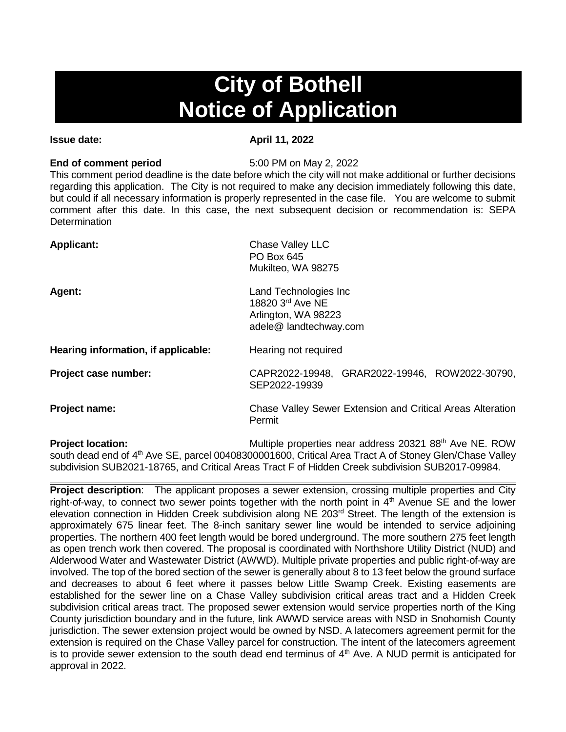# City of Bothell
# Notice of Application

**Issue date:** **April 11, 2022**

**End of comment period** 5:00 PM on May 2, 2022

This comment period deadline is the date before which the city will not make additional or further decisions regarding this application. The City is not required to make any decision immediately following this date, but could if all necessary information is properly represented in the case file. You are welcome to submit comment after this date. In this case, the next subsequent decision or recommendation is: SEPA Determination

**Applicant:** Chase Valley LLC
PO Box 645
Mukilteo, WA 98275

**Agent:** Land Technologies Inc
18820 3rd Ave NE
Arlington, WA 98223
adele@ landtechway.com

**Hearing information, if applicable:** Hearing not required

**Project case number:** CAPR2022-19948, GRAR2022-19946, ROW2022-30790, SEP2022-19939

**Project name:** Chase Valley Sewer Extension and Critical Areas Alteration Permit

**Project location:** Multiple properties near address 20321 88th Ave NE. ROW south dead end of 4th Ave SE, parcel 00408300001600, Critical Area Tract A of Stoney Glen/Chase Valley subdivision SUB2021-18765, and Critical Areas Tract F of Hidden Creek subdivision SUB2017-09984.

---

**Project description**: The applicant proposes a sewer extension, crossing multiple properties and City right-of-way, to connect two sewer points together with the north point in 4th Avenue SE and the lower elevation connection in Hidden Creek subdivision along NE 203rd Street. The length of the extension is approximately 675 linear feet. The 8-inch sanitary sewer line would be intended to service adjoining properties. The northern 400 feet length would be bored underground. The more southern 275 feet length as open trench work then covered. The proposal is coordinated with Northshore Utility District (NUD) and Alderwood Water and Wastewater District (AWWD). Multiple private properties and public right-of-way are involved. The top of the bored section of the sewer is generally about 8 to 13 feet below the ground surface and decreases to about 6 feet where it passes below Little Swamp Creek. Existing easements are established for the sewer line on a Chase Valley subdivision critical areas tract and a Hidden Creek subdivision critical areas tract. The proposed sewer extension would service properties north of the King County jurisdiction boundary and in the future, link AWWD service areas with NSD in Snohomish County jurisdiction. The sewer extension project would be owned by NSD. A latecomers agreement permit for the extension is required on the Chase Valley parcel for construction. The intent of the latecomers agreement is to provide sewer extension to the south dead end terminus of 4th Ave. A NUD permit is anticipated for approval in 2022.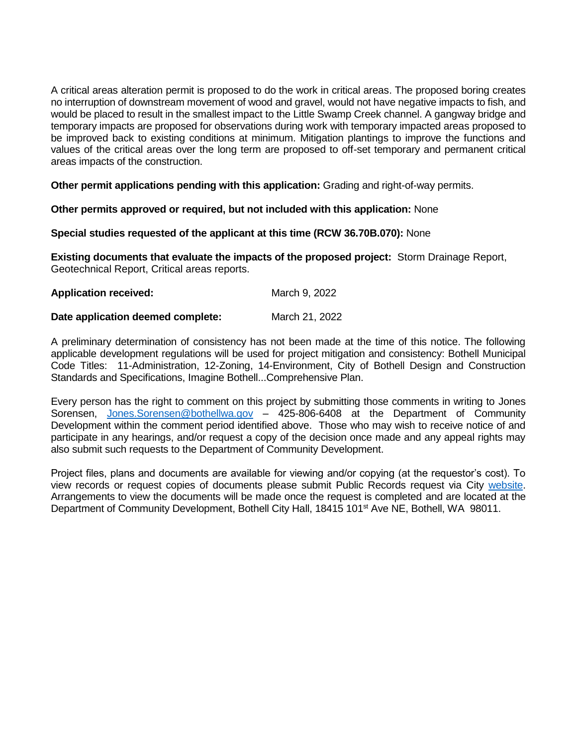A critical areas alteration permit is proposed to do the work in critical areas. The proposed boring creates no interruption of downstream movement of wood and gravel, would not have negative impacts to fish, and would be placed to result in the smallest impact to the Little Swamp Creek channel. A gangway bridge and temporary impacts are proposed for observations during work with temporary impacted areas proposed to be improved back to existing conditions at minimum. Mitigation plantings to improve the functions and values of the critical areas over the long term are proposed to off-set temporary and permanent critical areas impacts of the construction.

**Other permit applications pending with this application:** Grading and right-of-way permits.

**Other permits approved or required, but not included with this application:** None

**Special studies requested of the applicant at this time (RCW 36.70B.070):** None

**Existing documents that evaluate the impacts of the proposed project:** Storm Drainage Report, Geotechnical Report, Critical areas reports.

**Application received:** March 9, 2022

**Date application deemed complete:** March 21, 2022

A preliminary determination of consistency has not been made at the time of this notice. The following applicable development regulations will be used for project mitigation and consistency: Bothell Municipal Code Titles: 11-Administration, 12-Zoning, 14-Environment, City of Bothell Design and Construction Standards and Specifications, Imagine Bothell...Comprehensive Plan.

Every person has the right to comment on this project by submitting those comments in writing to Jones Sorensen, Jones.Sorensen@bothellwa.gov – 425-806-6408 at the Department of Community Development within the comment period identified above. Those who may wish to receive notice of and participate in any hearings, and/or request a copy of the decision once made and any appeal rights may also submit such requests to the Department of Community Development.

Project files, plans and documents are available for viewing and/or copying (at the requestor's cost). To view records or request copies of documents please submit Public Records request via City website. Arrangements to view the documents will be made once the request is completed and are located at the Department of Community Development, Bothell City Hall, 18415 101st Ave NE, Bothell, WA 98011.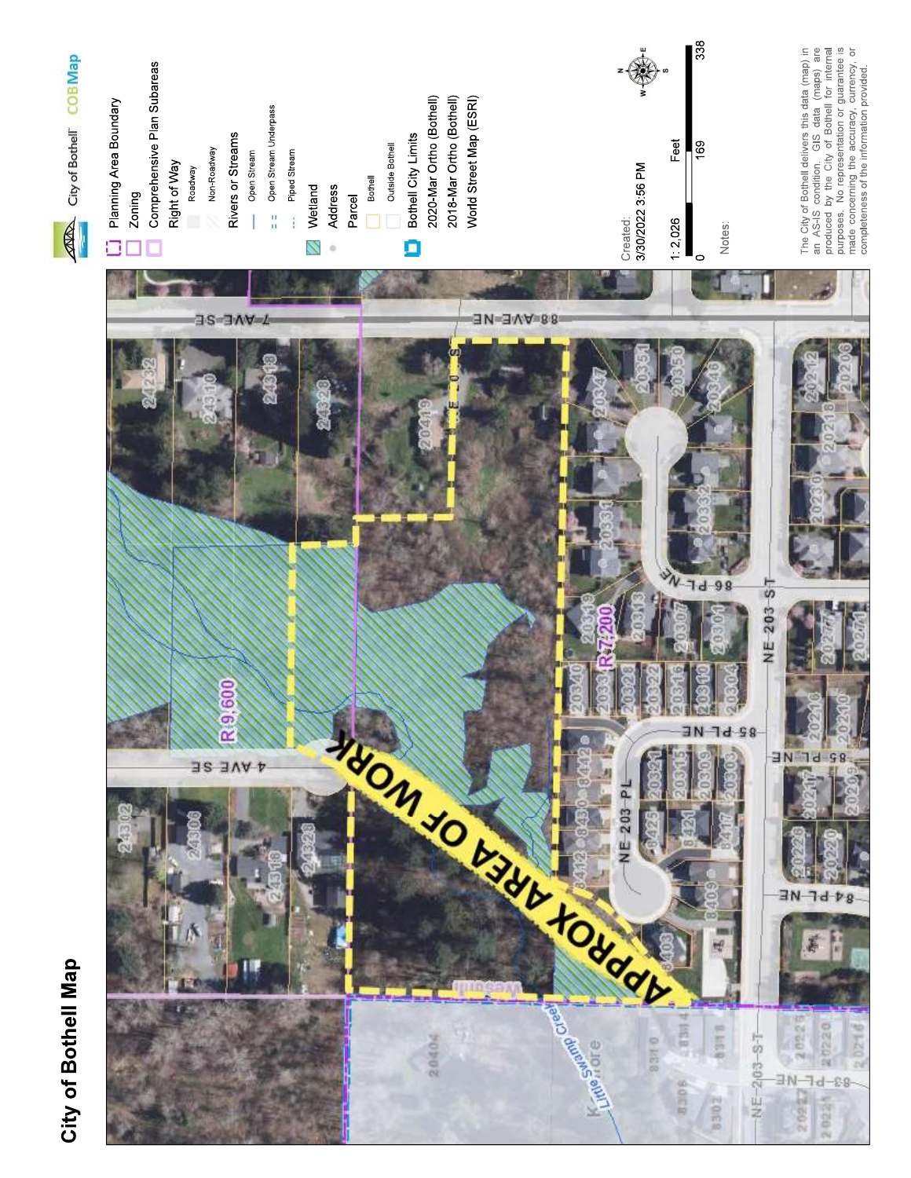# City of Bothell Map

City of Bothell COBMap

- Planning Area Boundary
- Zoning
- Comprehensive Plan Subareas
- Right of Way
  - Roadway
  - Non-Roadway
- Rivers or Streams
  - Open Stream
  - Open Stream Underpass
  - Piped Stream
- Wetland
- Address
- Parcel
  - Bothell
  - Outside Bothell
- Bothell City Limits
- 2020-Mar Ortho (Bothell)
- 2018-Mar Ortho (Bothell)
- World Street Map (ESRI)

Created: 3/30/2022 3:56 PM

1: 2,026

Feet

0 169 338

Notes:

The City of Bothell delivers this data (map) in an AS-IS condition. GIS data (maps) are produced by the City of Bothell for internal purposes. No representation or guarantee is made concerning the accuracy, currency, or completeness of the information provided.

APPROX AREA OF WORK

R 9,600

R 7,200

7-AVE-SE

88-AVE-NE

4-AVE-SE

NE-203-PL

86-PL-NE

85-PL-NE

84-PL-NE

NE-203-ST

83-PL-NE

NE-203-S-T

Little Swamp Creek